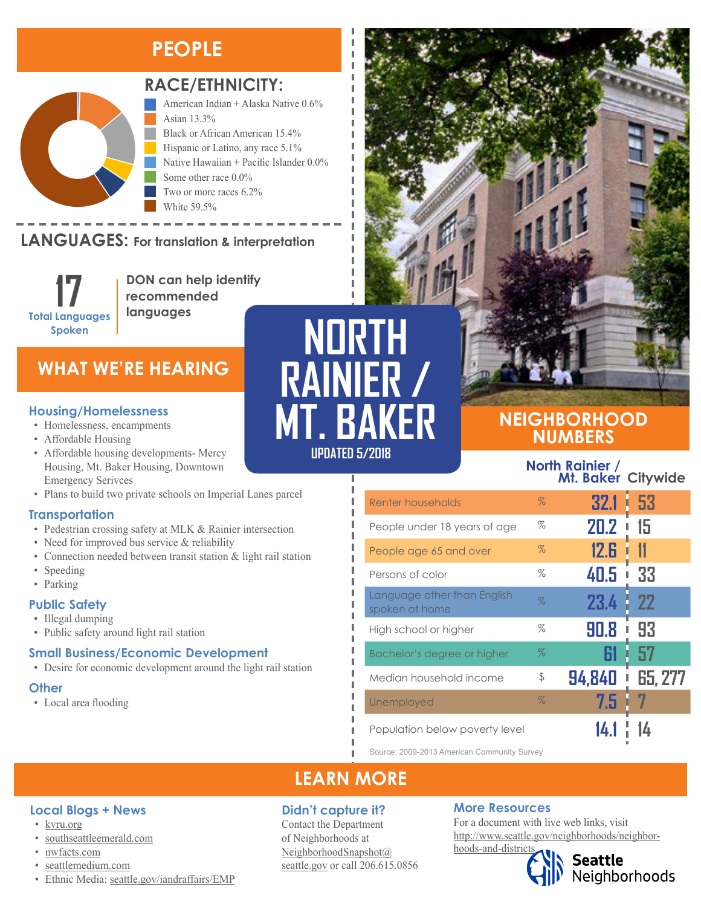# NORTH RAINIER / MT. BAKER

UPDATED 5/2018

## PEOPLE

### RACE/ETHNICITY:

- American Indian + Alaska Native 0.6%
- Asian 13.3%
- Black or African American 15.4%
- Hispanic or Latino, any race 5.1%
- Native Hawaiian + Pacific Islander 0.0%
- Some other race 0.0%
- Two or more races 6.2%
- White 59.5%

### LANGUAGES: For translation & interpretation

**17** Total Languages Spoken

DON can help identify recommended languages

## WHAT WE'RE HEARING

### Housing/Homelessness

- Homelessness, encampments
- Affordable Housing
- Affordable housing developments- Mercy Housing, Mt. Baker Housing, Downtown Emergency Serivces
- Plans to build two private schools on Imperial Lanes parcel

### Transportation

- Pedestrian crossing safety at MLK & Rainier intersection
- Need for improved bus service & reliability
- Connection needed between transit station & light rail station
- Speeding
- Parking

### Public Safety

- Illegal dumping
- Public safety around light rail station

### Small Business/Economic Development

- Desire for economic development around the light rail station

### Other

- Local area flooding

## NEIGHBORHOOD NUMBERS

| | | North Rainier / Mt. Baker | Citywide |
|---|---|---|---|
| Renter households | % | 32.1 | 53 |
| People under 18 years of age | % | 20.2 | 15 |
| People age 65 and over | % | 12.6 | 11 |
| Persons of color | % | 40.5 | 33 |
| Language other than English spoken at home | % | 23.4 | 22 |
| High school or higher | % | 90.8 | 93 |
| Bachelor's degree or higher | % | 61 | 57 |
| Median household income | $ | 94,840 | 65, 277 |
| Unemployed | % | 7.5 | 7 |
| Population below poverty level | | 14.1 | 14 |

Source: 2009-2013 American Community Survey

## LEARN MORE

### Local Blogs + News

- kvru.org
- southseattleemerald.com
- nwfacts.com
- seattlemedium.com
- Ethnic Media: seattle.gov/iandraffairs/EMP

### Didn't capture it?

Contact the Department of Neighborhoods at NeighborhoodSnapshot@seattle.gov or call 206.615.0856

### More Resources

For a document with live web links, visit http://www.seattle.gov/neighborhoods/neighborhoods-and-districts

Seattle Neighborhoods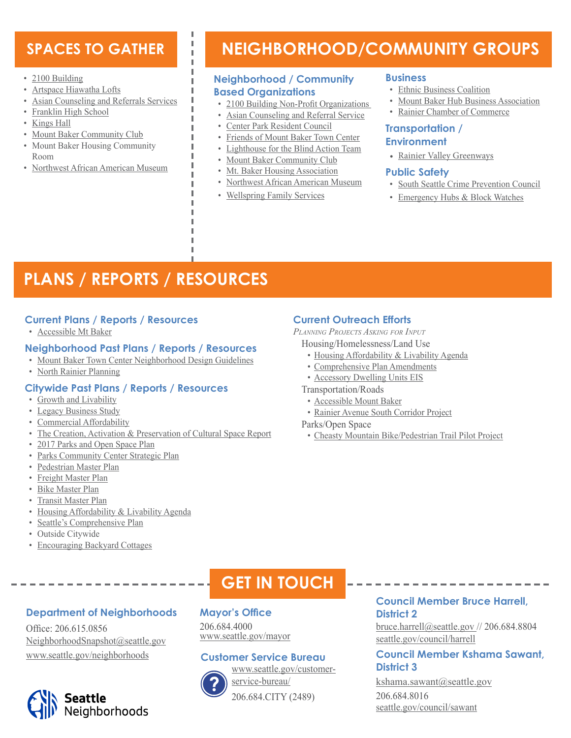## SPACES TO GATHER

- 2100 Building
- Artspace Hiawatha Lofts
- Asian Counseling and Referrals Services
- Franklin High School
- Kings Hall
- Mount Baker Community Club
- Mount Baker Housing Community Room
- Northwest African American Museum

## NEIGHBORHOOD/COMMUNITY GROUPS

### Neighborhood / Community Based Organizations

- 2100 Building Non-Profit Organizations
- Asian Counseling and Referral Service
- Center Park Resident Council
- Friends of Mount Baker Town Center
- Lighthouse for the Blind Action Team
- Mount Baker Community Club
- Mt. Baker Housing Association
- Northwest African American Museum
- Wellspring Family Services

### Business

- Ethnic Business Coalition
- Mount Baker Hub Business Association
- Rainier Chamber of Commerce

### Transportation / Environment

- Rainier Valley Greenways

### Public Safety

- South Seattle Crime Prevention Council
- Emergency Hubs & Block Watches

## PLANS / REPORTS / RESOURCES

### Current Plans / Reports / Resources

- Accessible Mt Baker

### Neighborhood Past Plans / Reports / Resources

- Mount Baker Town Center Neighborhood Design Guidelines
- North Rainier Planning

### Citywide Past Plans / Reports / Resources

- Growth and Livability
- Legacy Business Study
- Commercial Affordability
- The Creation, Activation & Preservation of Cultural Space Report
- 2017 Parks and Open Space Plan
- Parks Community Center Strategic Plan
- Pedestrian Master Plan
- Freight Master Plan
- Bike Master Plan
- Transit Master Plan
- Housing Affordability & Livability Agenda
- Seattle's Comprehensive Plan
- Outside Citywide
- Encouraging Backyard Cottages

### Current Outreach Efforts

*Planning Projects Asking for Input*

Housing/Homelessness/Land Use

- Housing Affordability & Livability Agenda
- Comprehensive Plan Amendments
- Accessory Dwelling Units EIS

Transportation/Roads

- Accessible Mount Baker
- Rainier Avenue South Corridor Project

Parks/Open Space

- Cheasty Mountain Bike/Pedestrian Trail Pilot Project

## GET IN TOUCH

### Department of Neighborhoods

Office: 206.615.0856
NeighborhoodSnapshot@seattle.gov
www.seattle.gov/neighborhoods

Seattle Neighborhoods

### Mayor's Office

206.684.4000
www.seattle.gov/mayor

### Customer Service Bureau

www.seattle.gov/customer-service-bureau/
206.684.CITY (2489)

### Council Member Bruce Harrell, District 2

bruce.harrell@seattle.gov // 206.684.8804
seattle.gov/council/harrell

### Council Member Kshama Sawant, District 3

kshama.sawant@seattle.gov
206.684.8016
seattle.gov/council/sawant